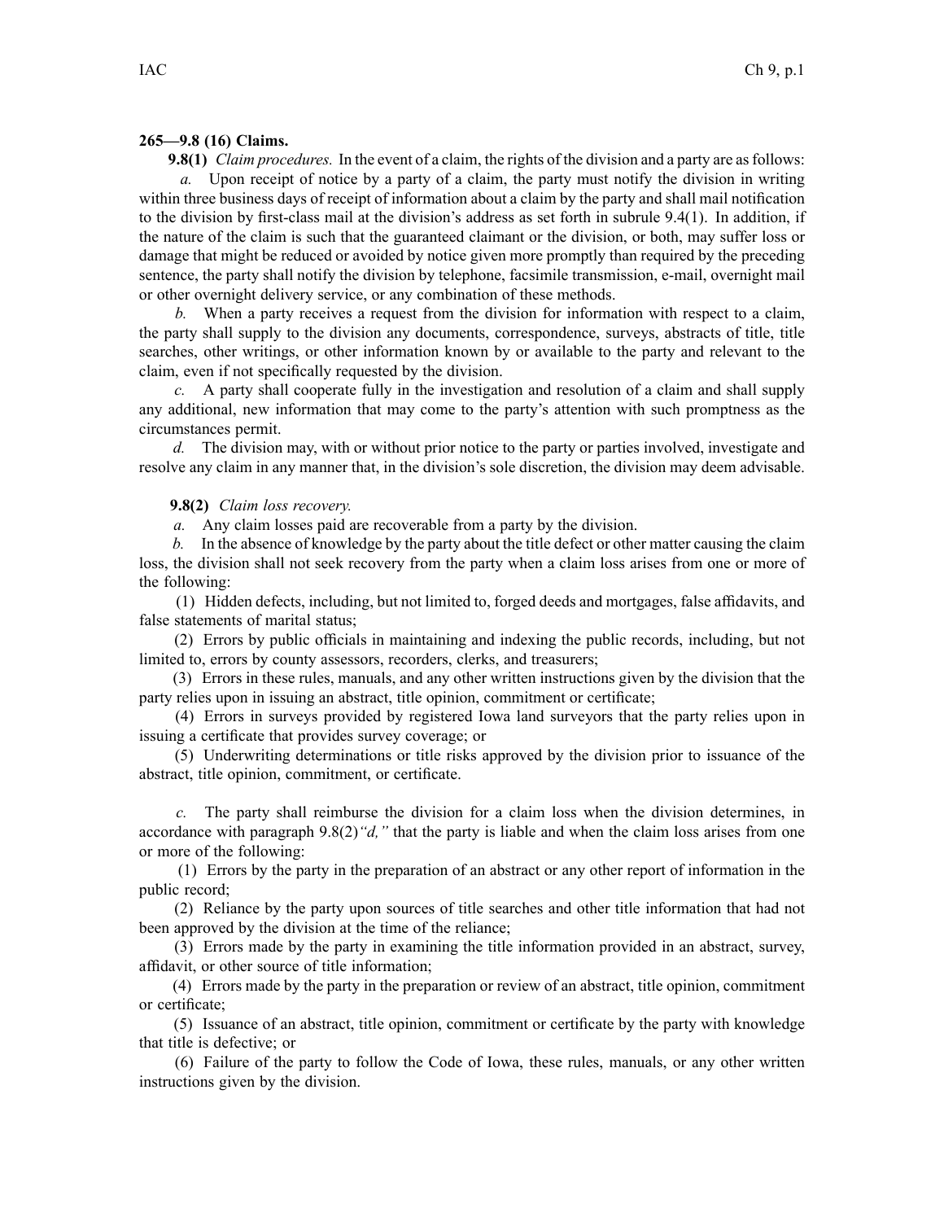**265—9.8 (16) Claims.**

**9.8(1)** *Claim procedures.* In the event of a claim, the rights of the division and a party are as follows:

*a.* Upon receipt of notice by a party of a claim, the party must notify the division in writing within three business days of receipt of information about a claim by the party and shall mail notification to the division by first-class mail at the division's address as set forth in subrule 9.4(1). In addition, if the nature of the claim is such that the guaranteed claimant or the division, or both, may suffer loss or damage that might be reduced or avoided by notice given more promptly than required by the preceding sentence, the party shall notify the division by telephone, facsimile transmission, e-mail, overnight mail or other overnight delivery service, or any combination of these methods.

*b.* When a party receives a request from the division for information with respect to a claim, the party shall supply to the division any documents, correspondence, surveys, abstracts of title, title searches, other writings, or other information known by or available to the party and relevant to the claim, even if not specifically requested by the division.

*c.* A party shall cooperate fully in the investigation and resolution of a claim and shall supply any additional, new information that may come to the party's attention with such promptness as the circumstances permit.

*d.* The division may, with or without prior notice to the party or parties involved, investigate and resolve any claim in any manner that, in the division's sole discretion, the division may deem advisable.

**9.8(2)** *Claim loss recovery.*

*a.* Any claim losses paid are recoverable from a party by the division.

*b.* In the absence of knowledge by the party about the title defect or other matter causing the claim loss, the division shall not seek recovery from the party when a claim loss arises from one or more of the following:

(1) Hidden defects, including, but not limited to, forged deeds and mortgages, false affidavits, and false statements of marital status;

(2) Errors by public officials in maintaining and indexing the public records, including, but not limited to, errors by county assessors, recorders, clerks, and treasurers;

(3) Errors in these rules, manuals, and any other written instructions given by the division that the party relies upon in issuing an abstract, title opinion, commitment or certificate;

(4) Errors in surveys provided by registered Iowa land surveyors that the party relies upon in issuing a certificate that provides survey coverage; or

(5) Underwriting determinations or title risks approved by the division prior to issuance of the abstract, title opinion, commitment, or certificate.

*c.* The party shall reimburse the division for a claim loss when the division determines, in accordance with paragraph 9.8(2)*"d,"* that the party is liable and when the claim loss arises from one or more of the following:

(1) Errors by the party in the preparation of an abstract or any other report of information in the public record;

(2) Reliance by the party upon sources of title searches and other title information that had not been approved by the division at the time of the reliance;

(3) Errors made by the party in examining the title information provided in an abstract, survey, affidavit, or other source of title information;

(4) Errors made by the party in the preparation or review of an abstract, title opinion, commitment or certificate;

(5) Issuance of an abstract, title opinion, commitment or certificate by the party with knowledge that title is defective; or

(6) Failure of the party to follow the Code of Iowa, these rules, manuals, or any other written instructions given by the division.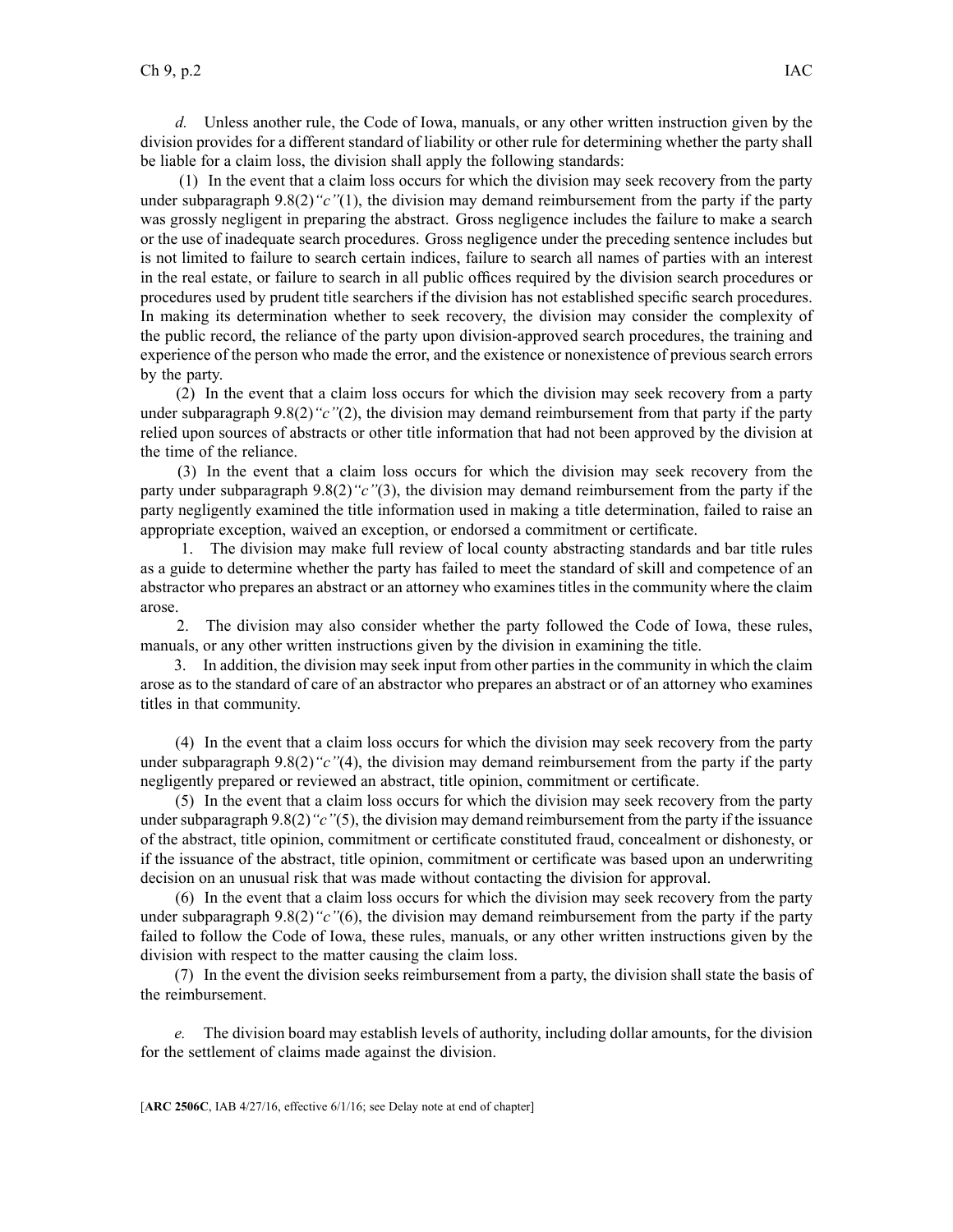*d.* Unless another rule, the Code of Iowa, manuals, or any other written instruction given by the division provides for a different standard of liability or other rule for determining whether the party shall be liable for a claim loss, the division shall apply the following standards:

(1) In the event that a claim loss occurs for which the division may seek recovery from the party under subparagraph 9.8(2)*"c"*(1), the division may demand reimbursement from the party if the party was grossly negligent in preparing the abstract. Gross negligence includes the failure to make a search or the use of inadequate search procedures. Gross negligence under the preceding sentence includes but is not limited to failure to search certain indices, failure to search all names of parties with an interest in the real estate, or failure to search in all public offices required by the division search procedures or procedures used by prudent title searchers if the division has not established specific search procedures. In making its determination whether to seek recovery, the division may consider the complexity of the public record, the reliance of the party upon division-approved search procedures, the training and experience of the person who made the error, and the existence or nonexistence of previous search errors by the party.

(2) In the event that a claim loss occurs for which the division may seek recovery from a party under subparagraph 9.8(2)*"c"*(2), the division may demand reimbursement from that party if the party relied upon sources of abstracts or other title information that had not been approved by the division at the time of the reliance.

(3) In the event that a claim loss occurs for which the division may seek recovery from the party under subparagraph 9.8(2)*"c"*(3), the division may demand reimbursement from the party if the party negligently examined the title information used in making a title determination, failed to raise an appropriate exception, waived an exception, or endorsed a commitment or certificate.

1. The division may make full review of local county abstracting standards and bar title rules as a guide to determine whether the party has failed to meet the standard of skill and competence of an abstractor who prepares an abstract or an attorney who examines titles in the community where the claim arose.

2. The division may also consider whether the party followed the Code of Iowa, these rules, manuals, or any other written instructions given by the division in examining the title.

3. In addition, the division may seek input from other parties in the community in which the claim arose as to the standard of care of an abstractor who prepares an abstract or of an attorney who examines titles in that community.

(4) In the event that a claim loss occurs for which the division may seek recovery from the party under subparagraph 9.8(2)*"c"*(4), the division may demand reimbursement from the party if the party negligently prepared or reviewed an abstract, title opinion, commitment or certificate.

(5) In the event that a claim loss occurs for which the division may seek recovery from the party under subparagraph 9.8(2)*"c"*(5), the division may demand reimbursement from the party if the issuance of the abstract, title opinion, commitment or certificate constituted fraud, concealment or dishonesty, or if the issuance of the abstract, title opinion, commitment or certificate was based upon an underwriting decision on an unusual risk that was made without contacting the division for approval.

(6) In the event that a claim loss occurs for which the division may seek recovery from the party under subparagraph 9.8(2)*"c"*(6), the division may demand reimbursement from the party if the party failed to follow the Code of Iowa, these rules, manuals, or any other written instructions given by the division with respect to the matter causing the claim loss.

(7) In the event the division seeks reimbursement from a party, the division shall state the basis of the reimbursement.

*e.* The division board may establish levels of authority, including dollar amounts, for the division for the settlement of claims made against the division.

[**ARC 2506C**, IAB 4/27/16, effective 6/1/16; see Delay note at end of chapter]